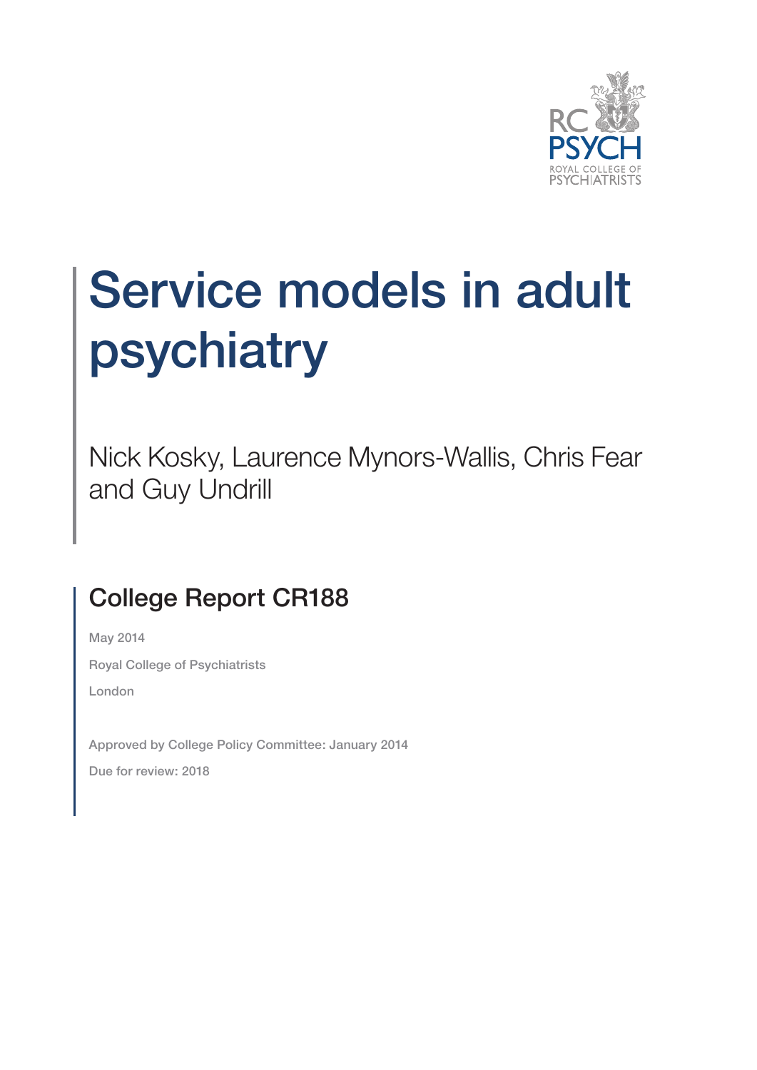# Service models in adult psychiatry

Nick Kosky, Laurence Mynors-Wallis, Chris Fear and Guy Undrill

## College Report CR188

May 2014

Royal College of Psychiatrists

London

Approved by College Policy Committee: January 2014

Due for review: 2018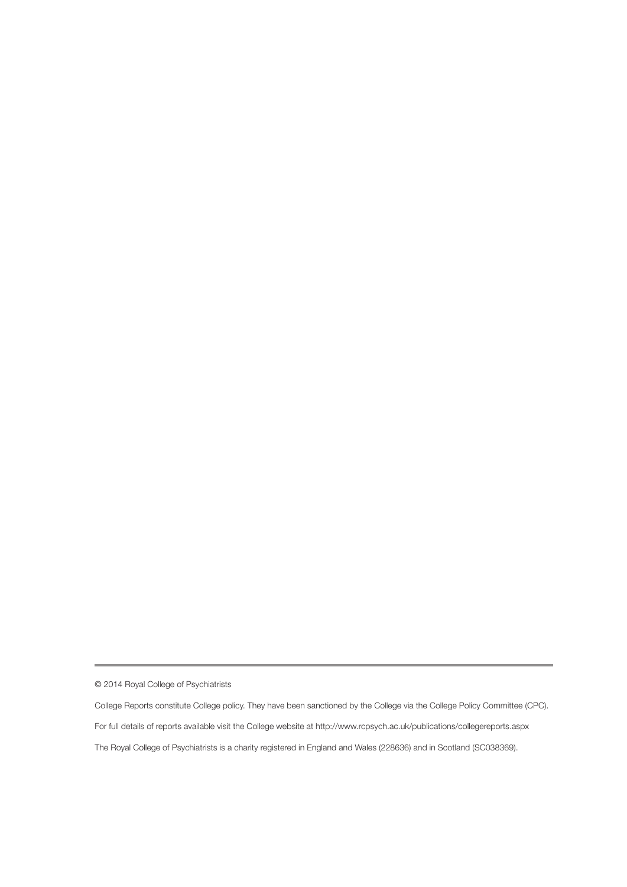© 2014 Royal College of Psychiatrists

College Reports constitute College policy. They have been sanctioned by the College via the College Policy Committee (CPC).

For full details of reports available visit the College website at http://www.rcpsych.ac.uk/publications/collegereports.aspx

The Royal College of Psychiatrists is a charity registered in England and Wales (228636) and in Scotland (SC038369).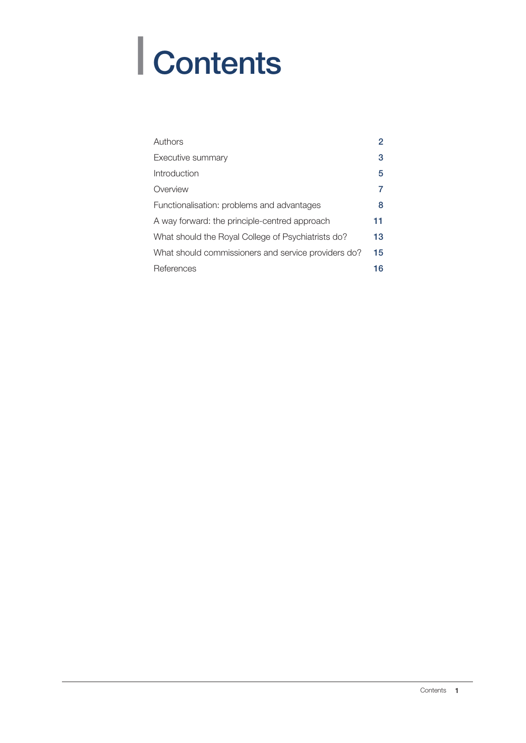# Contents

| | |
|---|---|
| Authors | 2 |
| Executive summary | 3 |
| Introduction | 5 |
| Overview | 7 |
| Functionalisation: problems and advantages | 8 |
| A way forward: the principle-centred approach | 11 |
| What should the Royal College of Psychiatrists do? | 13 |
| What should commissioners and service providers do? | 15 |
| References | 16 |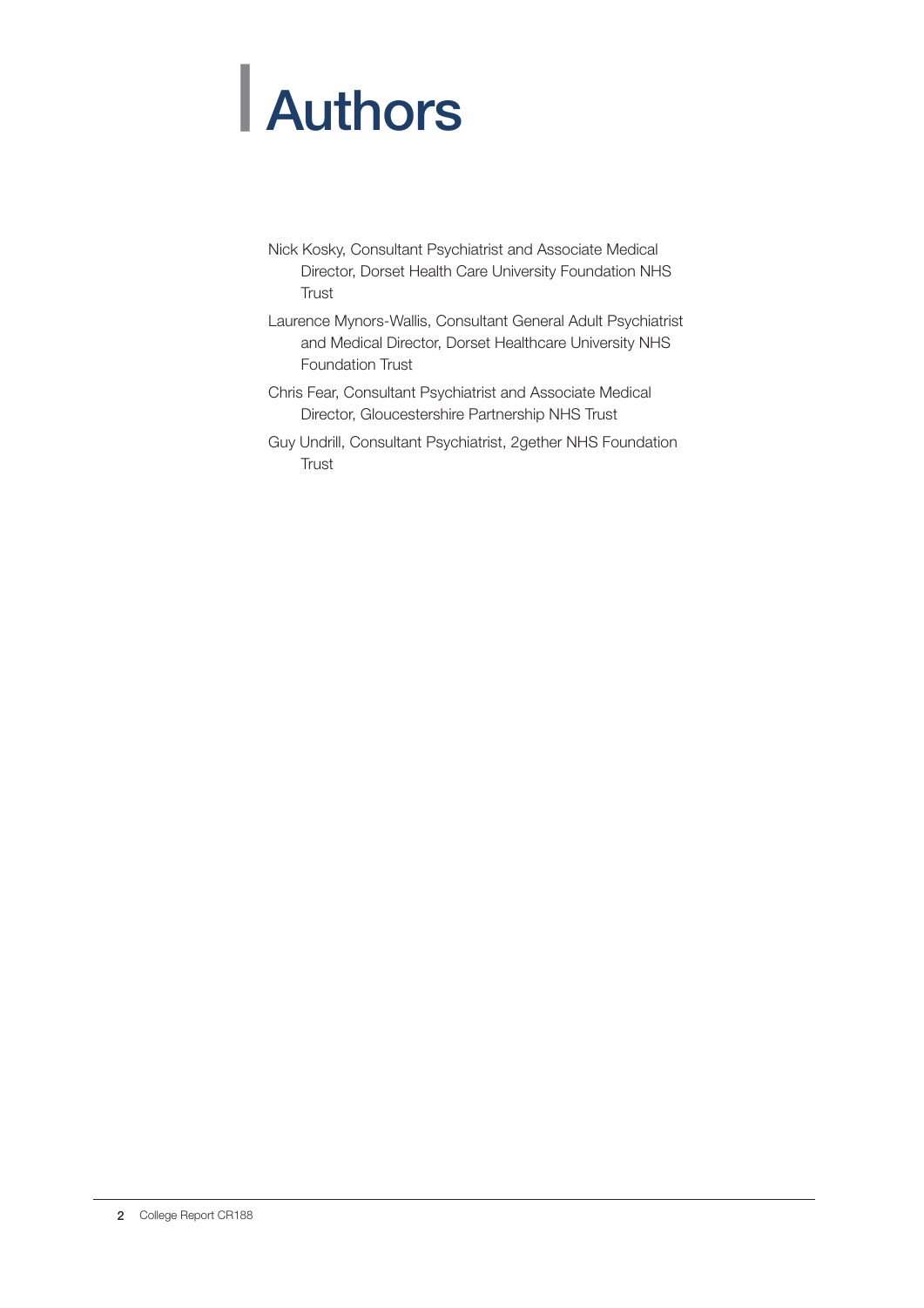# Authors

Nick Kosky, Consultant Psychiatrist and Associate Medical Director, Dorset Health Care University Foundation NHS Trust

Laurence Mynors-Wallis, Consultant General Adult Psychiatrist and Medical Director, Dorset Healthcare University NHS Foundation Trust

Chris Fear, Consultant Psychiatrist and Associate Medical Director, Gloucestershire Partnership NHS Trust

Guy Undrill, Consultant Psychiatrist, 2gether NHS Foundation Trust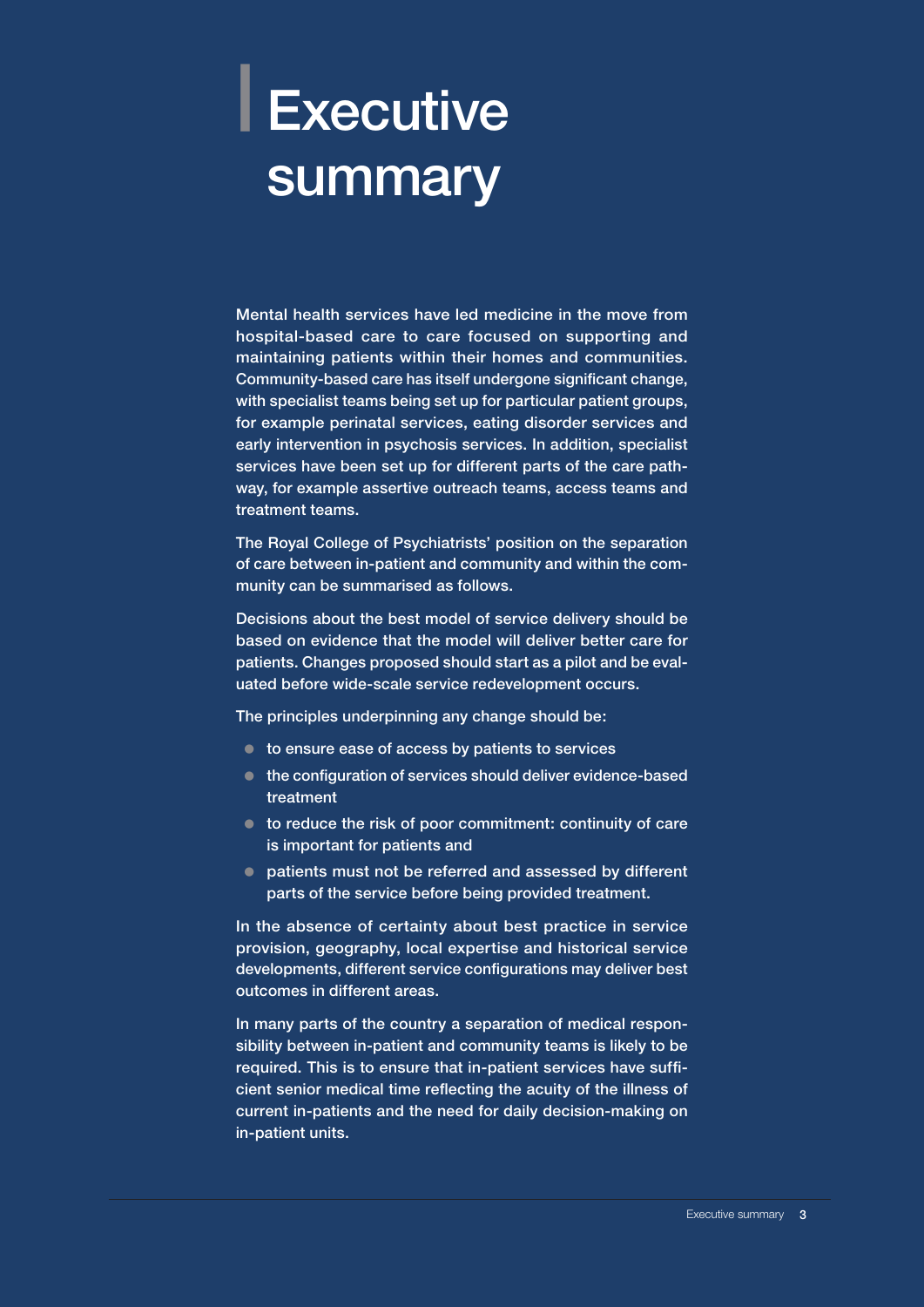# Executive summary

Mental health services have led medicine in the move from hospital-based care to care focused on supporting and maintaining patients within their homes and communities. Community-based care has itself undergone significant change, with specialist teams being set up for particular patient groups, for example perinatal services, eating disorder services and early intervention in psychosis services. In addition, specialist services have been set up for different parts of the care pathway, for example assertive outreach teams, access teams and treatment teams.

The Royal College of Psychiatrists' position on the separation of care between in-patient and community and within the community can be summarised as follows.

Decisions about the best model of service delivery should be based on evidence that the model will deliver better care for patients. Changes proposed should start as a pilot and be evaluated before wide-scale service redevelopment occurs.

The principles underpinning any change should be:

- to ensure ease of access by patients to services
- the configuration of services should deliver evidence-based treatment
- to reduce the risk of poor commitment: continuity of care is important for patients and
- patients must not be referred and assessed by different parts of the service before being provided treatment.

In the absence of certainty about best practice in service provision, geography, local expertise and historical service developments, different service configurations may deliver best outcomes in different areas.

In many parts of the country a separation of medical responsibility between in-patient and community teams is likely to be required. This is to ensure that in-patient services have sufficient senior medical time reflecting the acuity of the illness of current in-patients and the need for daily decision-making on in-patient units.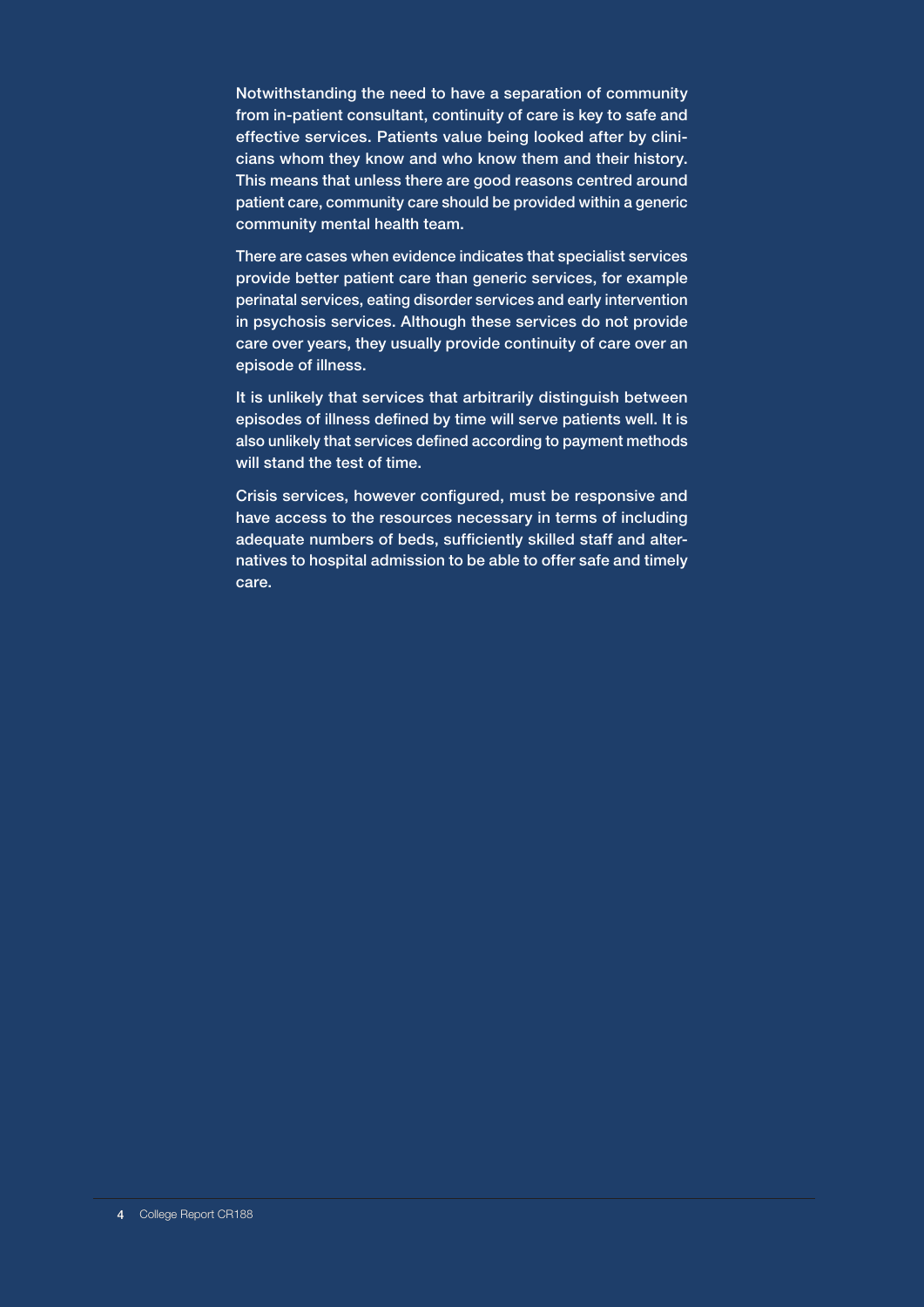Notwithstanding the need to have a separation of community from in-patient consultant, continuity of care is key to safe and effective services. Patients value being looked after by clinicians whom they know and who know them and their history. This means that unless there are good reasons centred around patient care, community care should be provided within a generic community mental health team.

There are cases when evidence indicates that specialist services provide better patient care than generic services, for example perinatal services, eating disorder services and early intervention in psychosis services. Although these services do not provide care over years, they usually provide continuity of care over an episode of illness.

It is unlikely that services that arbitrarily distinguish between episodes of illness defined by time will serve patients well. It is also unlikely that services defined according to payment methods will stand the test of time.

Crisis services, however configured, must be responsive and have access to the resources necessary in terms of including adequate numbers of beds, sufficiently skilled staff and alternatives to hospital admission to be able to offer safe and timely care.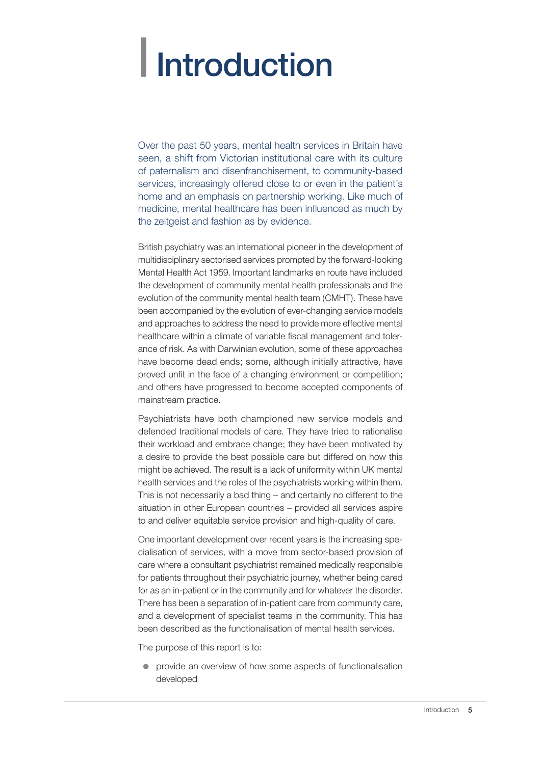# Introduction

Over the past 50 years, mental health services in Britain have seen, a shift from Victorian institutional care with its culture of paternalism and disenfranchisement, to community-based services, increasingly offered close to or even in the patient's home and an emphasis on partnership working. Like much of medicine, mental healthcare has been influenced as much by the zeitgeist and fashion as by evidence.

British psychiatry was an international pioneer in the development of multidisciplinary sectorised services prompted by the forward-looking Mental Health Act 1959. Important landmarks en route have included the development of community mental health professionals and the evolution of the community mental health team (CMHT). These have been accompanied by the evolution of ever-changing service models and approaches to address the need to provide more effective mental healthcare within a climate of variable fiscal management and tolerance of risk. As with Darwinian evolution, some of these approaches have become dead ends; some, although initially attractive, have proved unfit in the face of a changing environment or competition; and others have progressed to become accepted components of mainstream practice.

Psychiatrists have both championed new service models and defended traditional models of care. They have tried to rationalise their workload and embrace change; they have been motivated by a desire to provide the best possible care but differed on how this might be achieved. The result is a lack of uniformity within UK mental health services and the roles of the psychiatrists working within them. This is not necessarily a bad thing – and certainly no different to the situation in other European countries – provided all services aspire to and deliver equitable service provision and high-quality of care.

One important development over recent years is the increasing specialisation of services, with a move from sector-based provision of care where a consultant psychiatrist remained medically responsible for patients throughout their psychiatric journey, whether being cared for as an in-patient or in the community and for whatever the disorder. There has been a separation of in-patient care from community care, and a development of specialist teams in the community. This has been described as the functionalisation of mental health services.

The purpose of this report is to:

- provide an overview of how some aspects of functionalisation developed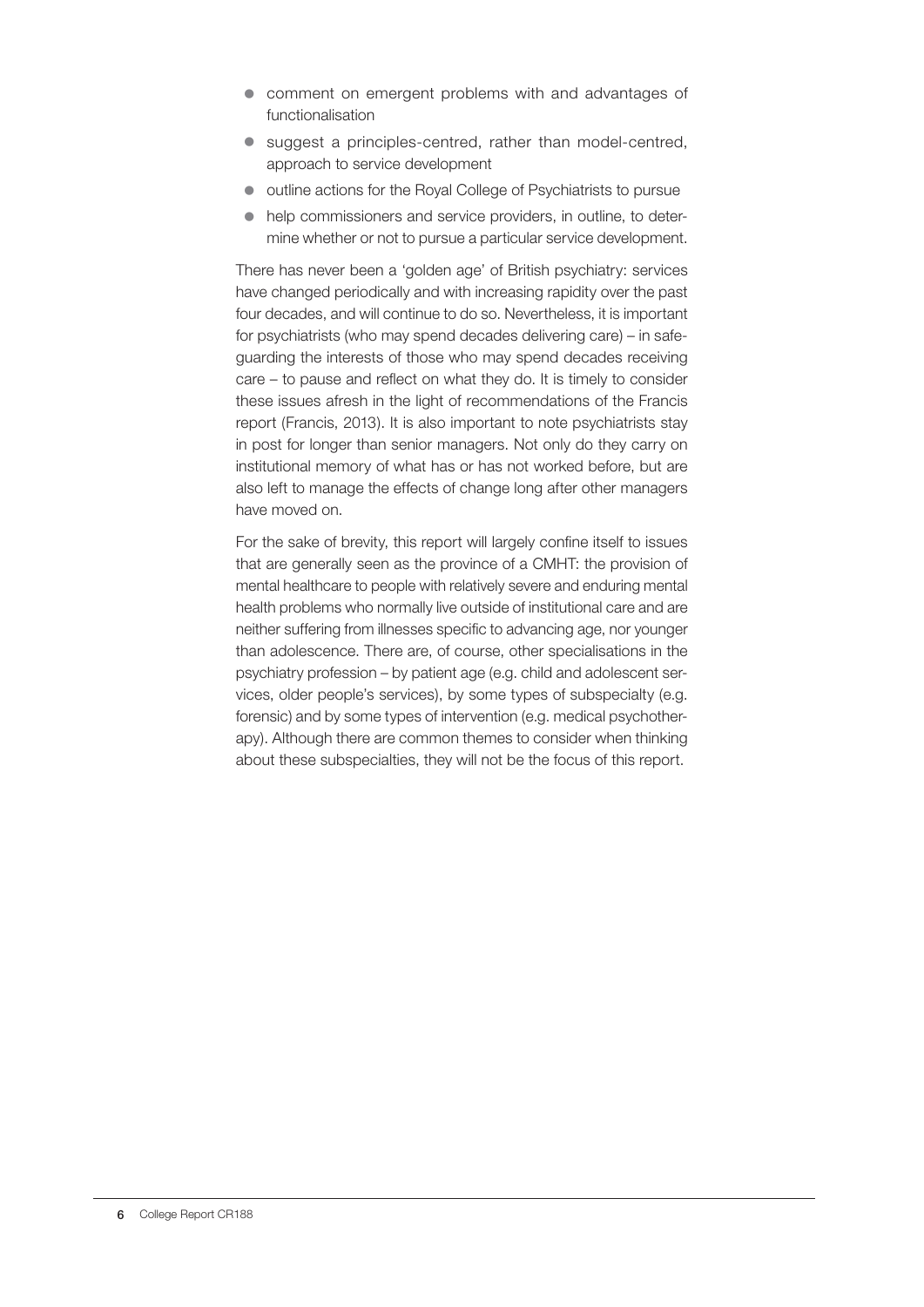- comment on emergent problems with and advantages of functionalisation
- suggest a principles-centred, rather than model-centred, approach to service development
- outline actions for the Royal College of Psychiatrists to pursue
- help commissioners and service providers, in outline, to determine whether or not to pursue a particular service development.

There has never been a 'golden age' of British psychiatry: services have changed periodically and with increasing rapidity over the past four decades, and will continue to do so. Nevertheless, it is important for psychiatrists (who may spend decades delivering care) – in safeguarding the interests of those who may spend decades receiving care – to pause and reflect on what they do. It is timely to consider these issues afresh in the light of recommendations of the Francis report (Francis, 2013). It is also important to note psychiatrists stay in post for longer than senior managers. Not only do they carry on institutional memory of what has or has not worked before, but are also left to manage the effects of change long after other managers have moved on.

For the sake of brevity, this report will largely confine itself to issues that are generally seen as the province of a CMHT: the provision of mental healthcare to people with relatively severe and enduring mental health problems who normally live outside of institutional care and are neither suffering from illnesses specific to advancing age, nor younger than adolescence. There are, of course, other specialisations in the psychiatry profession – by patient age (e.g. child and adolescent services, older people's services), by some types of subspecialty (e.g. forensic) and by some types of intervention (e.g. medical psychotherapy). Although there are common themes to consider when thinking about these subspecialties, they will not be the focus of this report.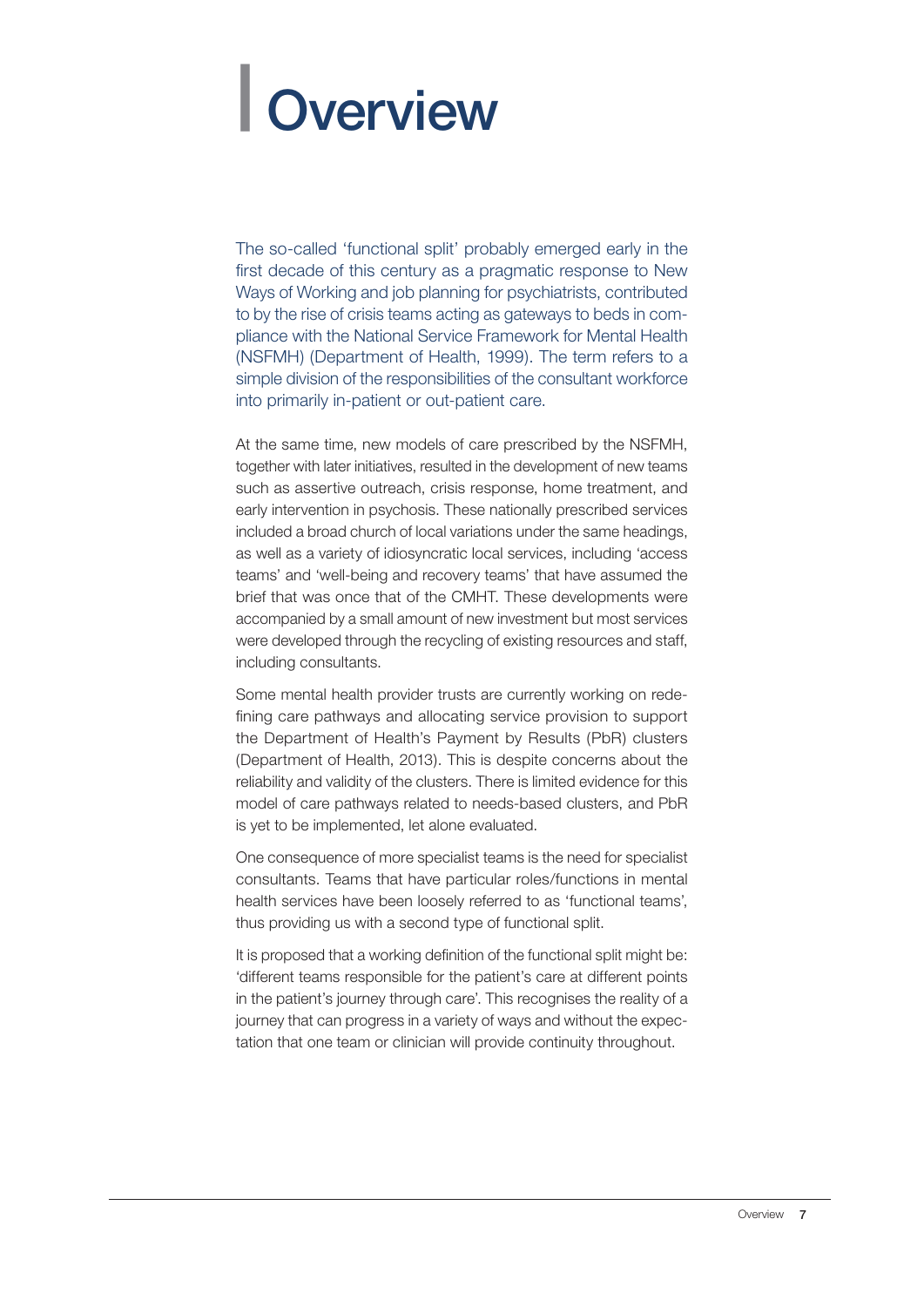# Overview

The so-called 'functional split' probably emerged early in the first decade of this century as a pragmatic response to New Ways of Working and job planning for psychiatrists, contributed to by the rise of crisis teams acting as gateways to beds in compliance with the National Service Framework for Mental Health (NSFMH) (Department of Health, 1999). The term refers to a simple division of the responsibilities of the consultant workforce into primarily in-patient or out-patient care.

At the same time, new models of care prescribed by the NSFMH, together with later initiatives, resulted in the development of new teams such as assertive outreach, crisis response, home treatment, and early intervention in psychosis. These nationally prescribed services included a broad church of local variations under the same headings, as well as a variety of idiosyncratic local services, including 'access teams' and 'well-being and recovery teams' that have assumed the brief that was once that of the CMHT. These developments were accompanied by a small amount of new investment but most services were developed through the recycling of existing resources and staff, including consultants.

Some mental health provider trusts are currently working on redefining care pathways and allocating service provision to support the Department of Health's Payment by Results (PbR) clusters (Department of Health, 2013). This is despite concerns about the reliability and validity of the clusters. There is limited evidence for this model of care pathways related to needs-based clusters, and PbR is yet to be implemented, let alone evaluated.

One consequence of more specialist teams is the need for specialist consultants. Teams that have particular roles/functions in mental health services have been loosely referred to as 'functional teams', thus providing us with a second type of functional split.

It is proposed that a working definition of the functional split might be: 'different teams responsible for the patient's care at different points in the patient's journey through care'. This recognises the reality of a journey that can progress in a variety of ways and without the expectation that one team or clinician will provide continuity throughout.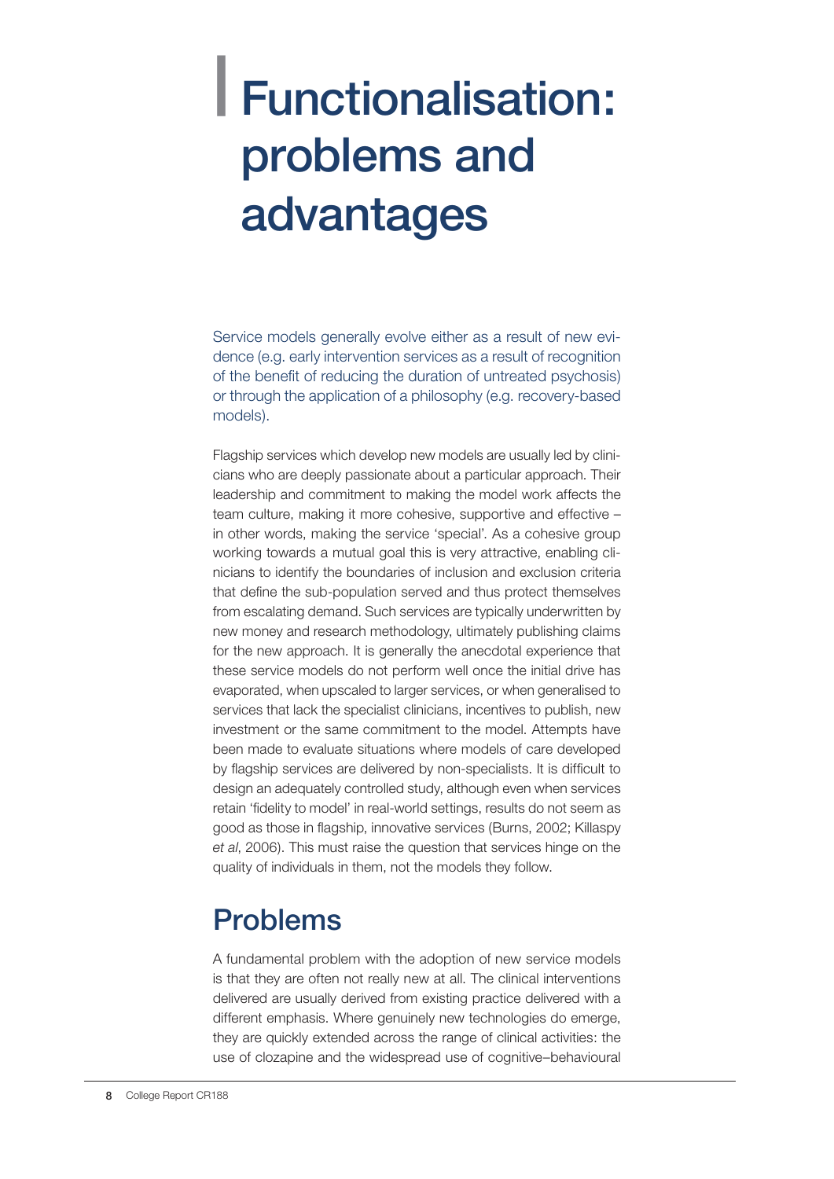# Functionalisation: problems and advantages

Service models generally evolve either as a result of new evidence (e.g. early intervention services as a result of recognition of the benefit of reducing the duration of untreated psychosis) or through the application of a philosophy (e.g. recovery-based models).

Flagship services which develop new models are usually led by clinicians who are deeply passionate about a particular approach. Their leadership and commitment to making the model work affects the team culture, making it more cohesive, supportive and effective – in other words, making the service 'special'. As a cohesive group working towards a mutual goal this is very attractive, enabling clinicians to identify the boundaries of inclusion and exclusion criteria that define the sub-population served and thus protect themselves from escalating demand. Such services are typically underwritten by new money and research methodology, ultimately publishing claims for the new approach. It is generally the anecdotal experience that these service models do not perform well once the initial drive has evaporated, when upscaled to larger services, or when generalised to services that lack the specialist clinicians, incentives to publish, new investment or the same commitment to the model. Attempts have been made to evaluate situations where models of care developed by flagship services are delivered by non-specialists. It is difficult to design an adequately controlled study, although even when services retain 'fidelity to model' in real-world settings, results do not seem as good as those in flagship, innovative services (Burns, 2002; Killaspy *et al*, 2006). This must raise the question that services hinge on the quality of individuals in them, not the models they follow.

## Problems

A fundamental problem with the adoption of new service models is that they are often not really new at all. The clinical interventions delivered are usually derived from existing practice delivered with a different emphasis. Where genuinely new technologies do emerge, they are quickly extended across the range of clinical activities: the use of clozapine and the widespread use of cognitive–behavioural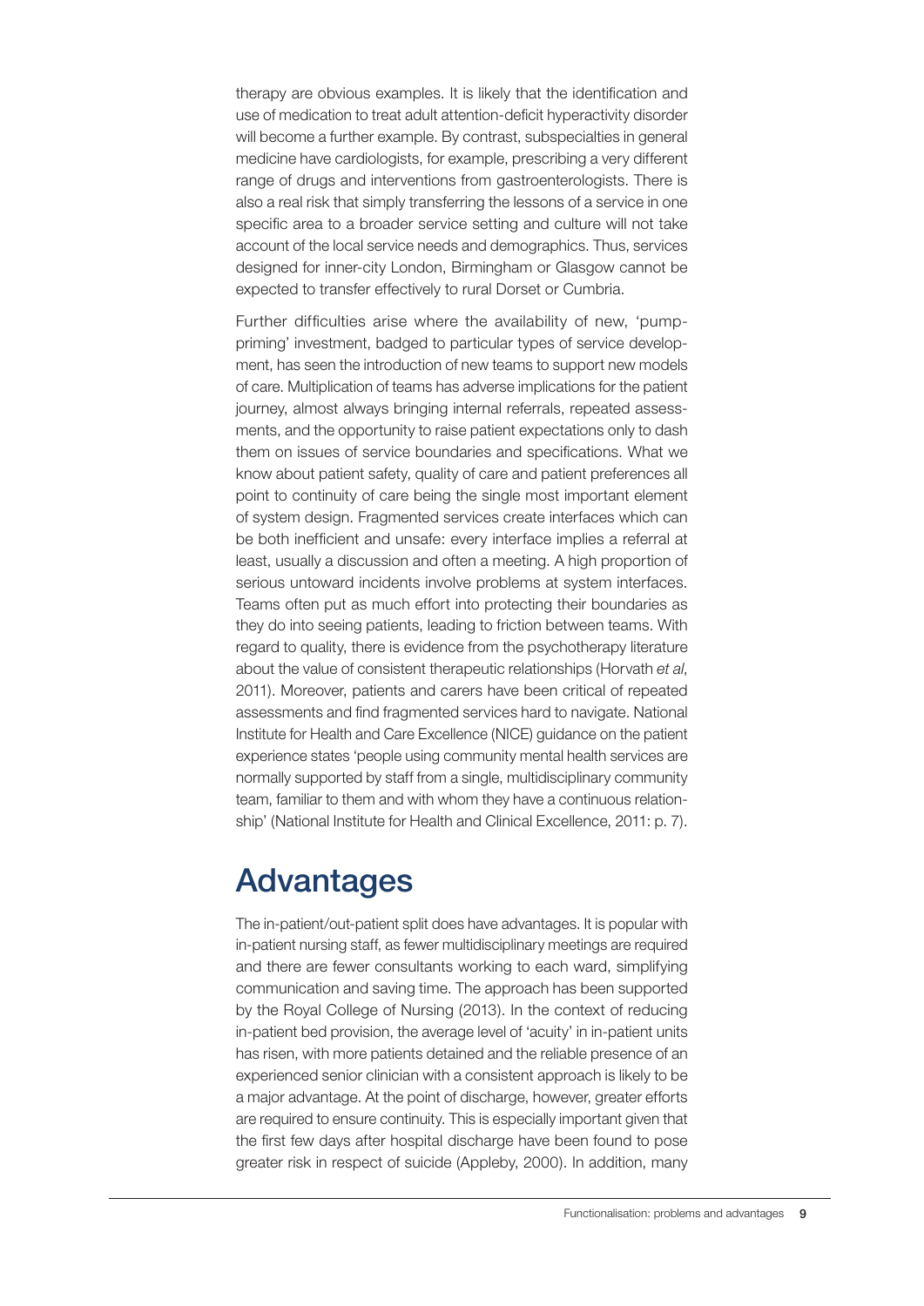therapy are obvious examples. It is likely that the identification and use of medication to treat adult attention-deficit hyperactivity disorder will become a further example. By contrast, subspecialties in general medicine have cardiologists, for example, prescribing a very different range of drugs and interventions from gastroenterologists. There is also a real risk that simply transferring the lessons of a service in one specific area to a broader service setting and culture will not take account of the local service needs and demographics. Thus, services designed for inner-city London, Birmingham or Glasgow cannot be expected to transfer effectively to rural Dorset or Cumbria.

Further difficulties arise where the availability of new, 'pump-priming' investment, badged to particular types of service development, has seen the introduction of new teams to support new models of care. Multiplication of teams has adverse implications for the patient journey, almost always bringing internal referrals, repeated assessments, and the opportunity to raise patient expectations only to dash them on issues of service boundaries and specifications. What we know about patient safety, quality of care and patient preferences all point to continuity of care being the single most important element of system design. Fragmented services create interfaces which can be both inefficient and unsafe: every interface implies a referral at least, usually a discussion and often a meeting. A high proportion of serious untoward incidents involve problems at system interfaces. Teams often put as much effort into protecting their boundaries as they do into seeing patients, leading to friction between teams. With regard to quality, there is evidence from the psychotherapy literature about the value of consistent therapeutic relationships (Horvath *et al*, 2011). Moreover, patients and carers have been critical of repeated assessments and find fragmented services hard to navigate. National Institute for Health and Care Excellence (NICE) guidance on the patient experience states 'people using community mental health services are normally supported by staff from a single, multidisciplinary community team, familiar to them and with whom they have a continuous relationship' (National Institute for Health and Clinical Excellence, 2011: p. 7).

## Advantages

The in-patient/out-patient split does have advantages. It is popular with in-patient nursing staff, as fewer multidisciplinary meetings are required and there are fewer consultants working to each ward, simplifying communication and saving time. The approach has been supported by the Royal College of Nursing (2013). In the context of reducing in-patient bed provision, the average level of 'acuity' in in-patient units has risen, with more patients detained and the reliable presence of an experienced senior clinician with a consistent approach is likely to be a major advantage. At the point of discharge, however, greater efforts are required to ensure continuity. This is especially important given that the first few days after hospital discharge have been found to pose greater risk in respect of suicide (Appleby, 2000). In addition, many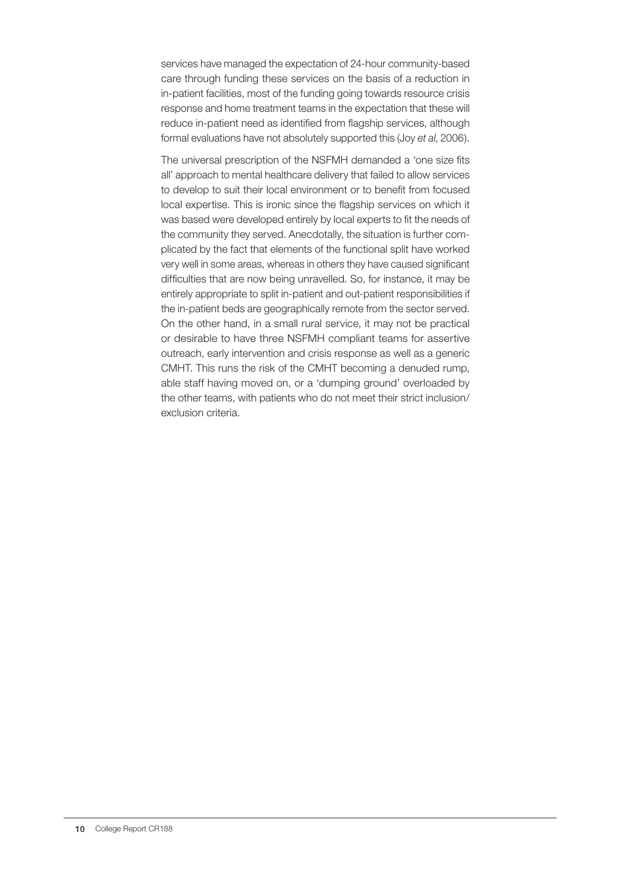services have managed the expectation of 24-hour community-based care through funding these services on the basis of a reduction in in-patient facilities, most of the funding going towards resource crisis response and home treatment teams in the expectation that these will reduce in-patient need as identified from flagship services, although formal evaluations have not absolutely supported this (Joy *et al*, 2006).

The universal prescription of the NSFMH demanded a 'one size fits all' approach to mental healthcare delivery that failed to allow services to develop to suit their local environment or to benefit from focused local expertise. This is ironic since the flagship services on which it was based were developed entirely by local experts to fit the needs of the community they served. Anecdotally, the situation is further complicated by the fact that elements of the functional split have worked very well in some areas, whereas in others they have caused significant difficulties that are now being unravelled. So, for instance, it may be entirely appropriate to split in-patient and out-patient responsibilities if the in-patient beds are geographically remote from the sector served. On the other hand, in a small rural service, it may not be practical or desirable to have three NSFMH compliant teams for assertive outreach, early intervention and crisis response as well as a generic CMHT. This runs the risk of the CMHT becoming a denuded rump, able staff having moved on, or a 'dumping ground' overloaded by the other teams, with patients who do not meet their strict inclusion/exclusion criteria.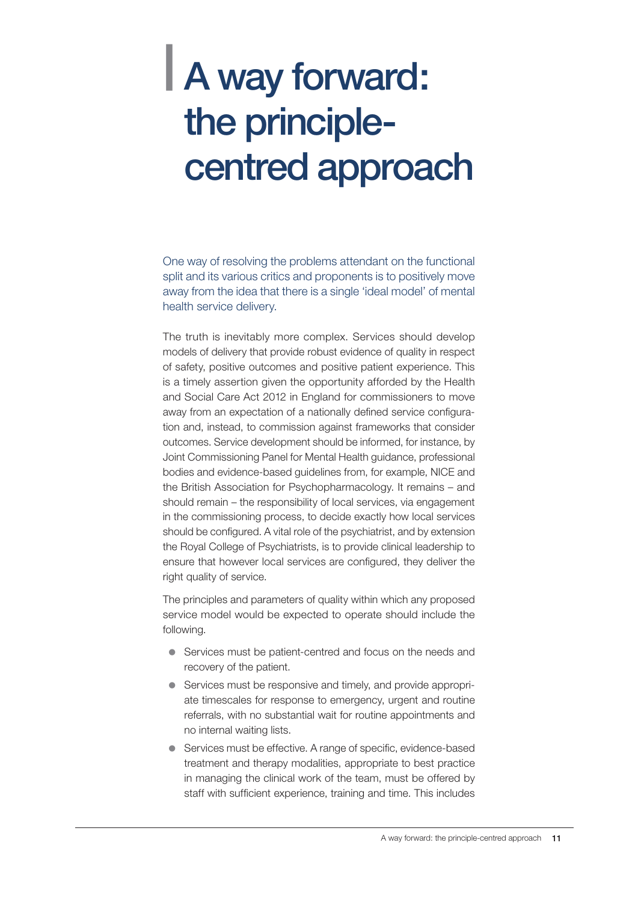# A way forward: the principle-centred approach

One way of resolving the problems attendant on the functional split and its various critics and proponents is to positively move away from the idea that there is a single 'ideal model' of mental health service delivery.

The truth is inevitably more complex. Services should develop models of delivery that provide robust evidence of quality in respect of safety, positive outcomes and positive patient experience. This is a timely assertion given the opportunity afforded by the Health and Social Care Act 2012 in England for commissioners to move away from an expectation of a nationally defined service configuration and, instead, to commission against frameworks that consider outcomes. Service development should be informed, for instance, by Joint Commissioning Panel for Mental Health guidance, professional bodies and evidence-based guidelines from, for example, NICE and the British Association for Psychopharmacology. It remains – and should remain – the responsibility of local services, via engagement in the commissioning process, to decide exactly how local services should be configured. A vital role of the psychiatrist, and by extension the Royal College of Psychiatrists, is to provide clinical leadership to ensure that however local services are configured, they deliver the right quality of service.

The principles and parameters of quality within which any proposed service model would be expected to operate should include the following.

- Services must be patient-centred and focus on the needs and recovery of the patient.
- Services must be responsive and timely, and provide appropriate timescales for response to emergency, urgent and routine referrals, with no substantial wait for routine appointments and no internal waiting lists.
- Services must be effective. A range of specific, evidence-based treatment and therapy modalities, appropriate to best practice in managing the clinical work of the team, must be offered by staff with sufficient experience, training and time. This includes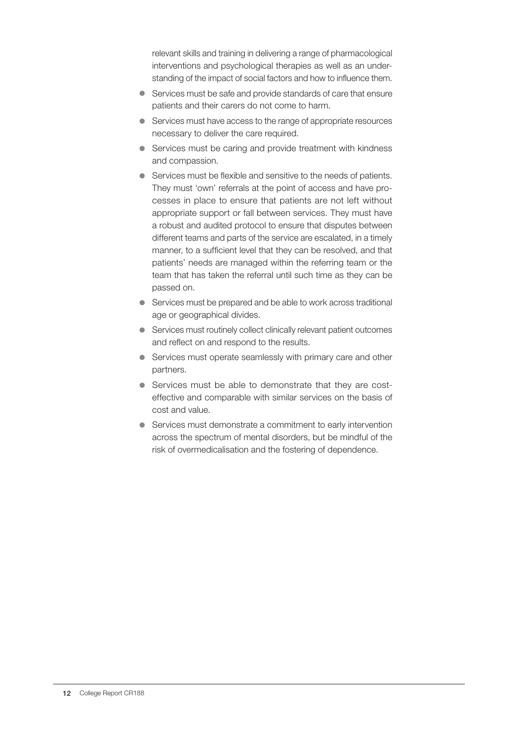relevant skills and training in delivering a range of pharmacological interventions and psychological therapies as well as an understanding of the impact of social factors and how to influence them.

- Services must be safe and provide standards of care that ensure patients and their carers do not come to harm.
- Services must have access to the range of appropriate resources necessary to deliver the care required.
- Services must be caring and provide treatment with kindness and compassion.
- Services must be flexible and sensitive to the needs of patients. They must 'own' referrals at the point of access and have processes in place to ensure that patients are not left without appropriate support or fall between services. They must have a robust and audited protocol to ensure that disputes between different teams and parts of the service are escalated, in a timely manner, to a sufficient level that they can be resolved, and that patients' needs are managed within the referring team or the team that has taken the referral until such time as they can be passed on.
- Services must be prepared and be able to work across traditional age or geographical divides.
- Services must routinely collect clinically relevant patient outcomes and reflect on and respond to the results.
- Services must operate seamlessly with primary care and other partners.
- Services must be able to demonstrate that they are cost-effective and comparable with similar services on the basis of cost and value.
- Services must demonstrate a commitment to early intervention across the spectrum of mental disorders, but be mindful of the risk of overmedicalisation and the fostering of dependence.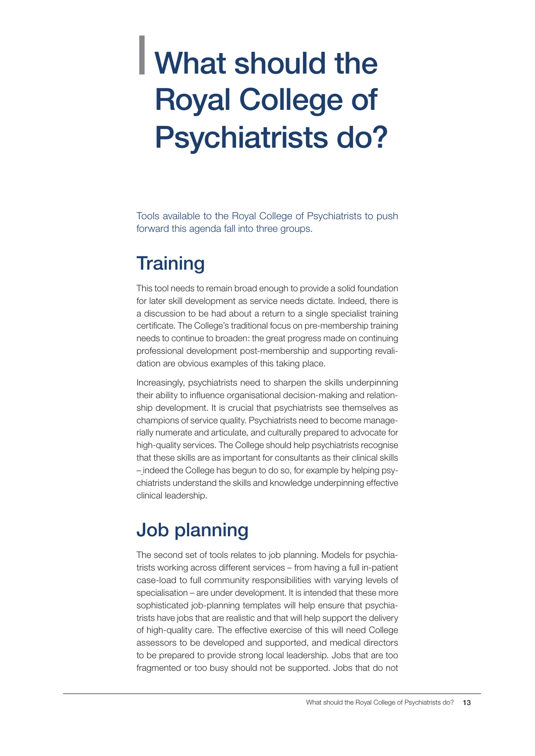# What should the Royal College of Psychiatrists do?

Tools available to the Royal College of Psychiatrists to push forward this agenda fall into three groups.

## Training

This tool needs to remain broad enough to provide a solid foundation for later skill development as service needs dictate. Indeed, there is a discussion to be had about a return to a single specialist training certificate. The College's traditional focus on pre-membership training needs to continue to broaden: the great progress made on continuing professional development post-membership and supporting revalidation are obvious examples of this taking place.

Increasingly, psychiatrists need to sharpen the skills underpinning their ability to influence organisational decision-making and relationship development. It is crucial that psychiatrists see themselves as champions of service quality. Psychiatrists need to become managerially numerate and articulate, and culturally prepared to advocate for high-quality services. The College should help psychiatrists recognise that these skills are as important for consultants as their clinical skills – indeed the College has begun to do so, for example by helping psychiatrists understand the skills and knowledge underpinning effective clinical leadership.

## Job planning

The second set of tools relates to job planning. Models for psychiatrists working across different services – from having a full in-patient case-load to full community responsibilities with varying levels of specialisation – are under development. It is intended that these more sophisticated job-planning templates will help ensure that psychiatrists have jobs that are realistic and that will help support the delivery of high-quality care. The effective exercise of this will need College assessors to be developed and supported, and medical directors to be prepared to provide strong local leadership. Jobs that are too fragmented or too busy should not be supported. Jobs that do not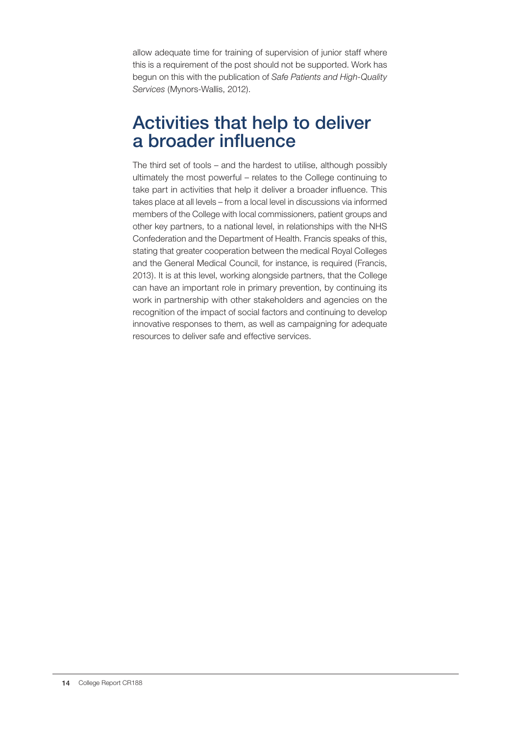allow adequate time for training of supervision of junior staff where this is a requirement of the post should not be supported. Work has begun on this with the publication of *Safe Patients and High-Quality Services* (Mynors-Wallis, 2012).

## Activities that help to deliver a broader influence

The third set of tools – and the hardest to utilise, although possibly ultimately the most powerful – relates to the College continuing to take part in activities that help it deliver a broader influence. This takes place at all levels – from a local level in discussions via informed members of the College with local commissioners, patient groups and other key partners, to a national level, in relationships with the NHS Confederation and the Department of Health. Francis speaks of this, stating that greater cooperation between the medical Royal Colleges and the General Medical Council, for instance, is required (Francis, 2013). It is at this level, working alongside partners, that the College can have an important role in primary prevention, by continuing its work in partnership with other stakeholders and agencies on the recognition of the impact of social factors and continuing to develop innovative responses to them, as well as campaigning for adequate resources to deliver safe and effective services.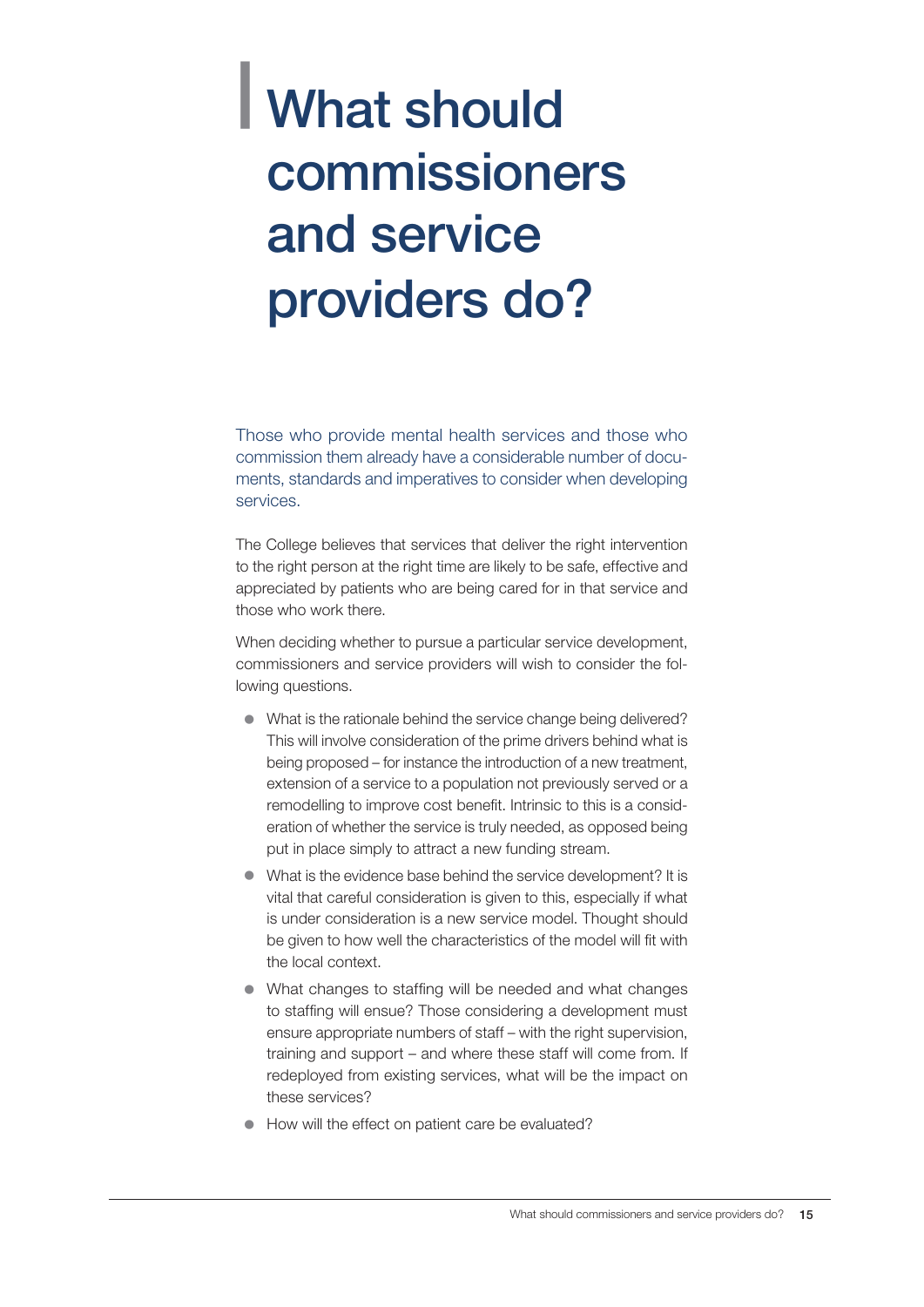# What should commissioners and service providers do?

Those who provide mental health services and those who commission them already have a considerable number of documents, standards and imperatives to consider when developing services.

The College believes that services that deliver the right intervention to the right person at the right time are likely to be safe, effective and appreciated by patients who are being cared for in that service and those who work there.

When deciding whether to pursue a particular service development, commissioners and service providers will wish to consider the following questions.

- What is the rationale behind the service change being delivered? This will involve consideration of the prime drivers behind what is being proposed – for instance the introduction of a new treatment, extension of a service to a population not previously served or a remodelling to improve cost benefit. Intrinsic to this is a consideration of whether the service is truly needed, as opposed being put in place simply to attract a new funding stream.
- What is the evidence base behind the service development? It is vital that careful consideration is given to this, especially if what is under consideration is a new service model. Thought should be given to how well the characteristics of the model will fit with the local context.
- What changes to staffing will be needed and what changes to staffing will ensue? Those considering a development must ensure appropriate numbers of staff – with the right supervision, training and support – and where these staff will come from. If redeployed from existing services, what will be the impact on these services?
- How will the effect on patient care be evaluated?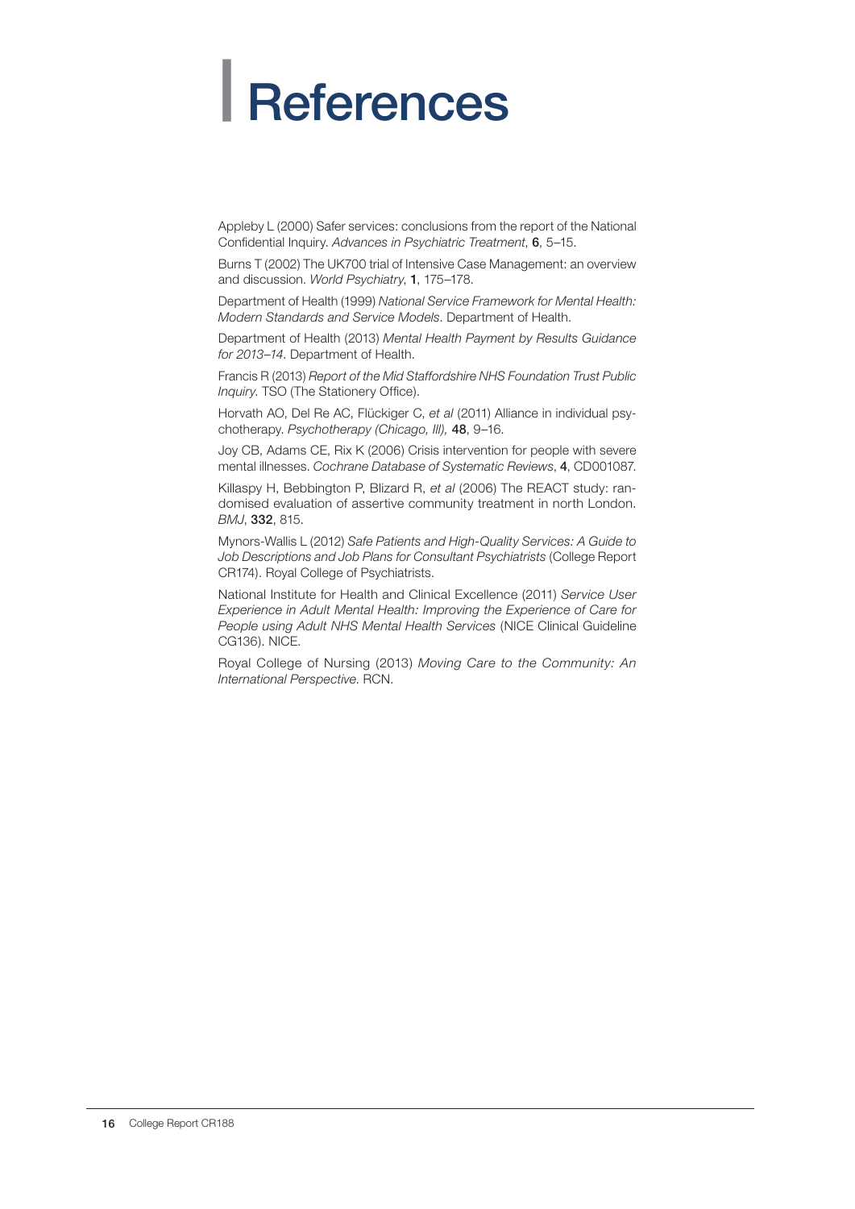# References

Appleby L (2000) Safer services: conclusions from the report of the National Confidential Inquiry. *Advances in Psychiatric Treatment*, **6**, 5–15.

Burns T (2002) The UK700 trial of Intensive Case Management: an overview and discussion. *World Psychiatry*, **1**, 175–178.

Department of Health (1999) *National Service Framework for Mental Health: Modern Standards and Service Models*. Department of Health.

Department of Health (2013) *Mental Health Payment by Results Guidance for 2013–14*. Department of Health.

Francis R (2013) *Report of the Mid Staffordshire NHS Foundation Trust Public Inquiry*. TSO (The Stationery Office).

Horvath AO, Del Re AC, Flückiger C, *et al* (2011) Alliance in individual psychotherapy. *Psychotherapy (Chicago, Ill),* **48**, 9–16.

Joy CB, Adams CE, Rix K (2006) Crisis intervention for people with severe mental illnesses. *Cochrane Database of Systematic Reviews*, **4**, CD001087.

Killaspy H, Bebbington P, Blizard R, *et al* (2006) The REACT study: randomised evaluation of assertive community treatment in north London. *BMJ*, **332**, 815.

Mynors-Wallis L (2012) *Safe Patients and High-Quality Services: A Guide to Job Descriptions and Job Plans for Consultant Psychiatrists* (College Report CR174). Royal College of Psychiatrists.

National Institute for Health and Clinical Excellence (2011) *Service User Experience in Adult Mental Health: Improving the Experience of Care for People using Adult NHS Mental Health Services* (NICE Clinical Guideline CG136). NICE.

Royal College of Nursing (2013) *Moving Care to the Community: An International Perspective*. RCN.